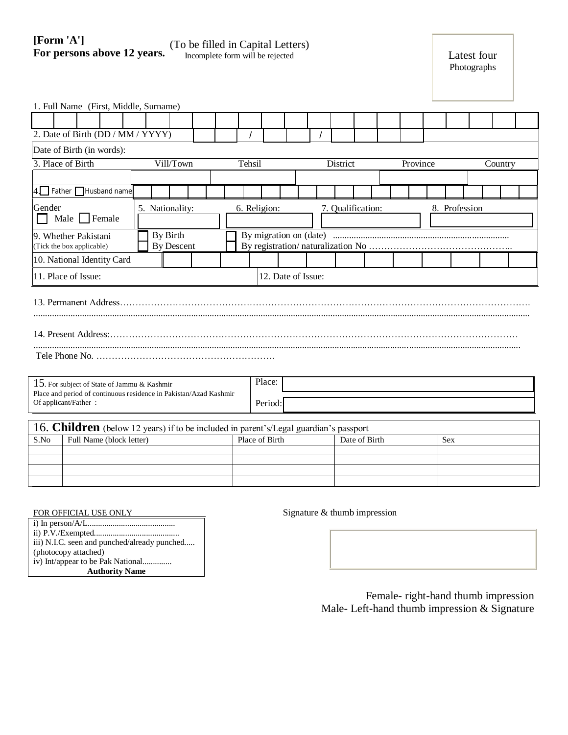**[Form 'A']**
**For persons above 12 years.**

(To be filled in Capital Letters)
Incomplete form will be rejected

Latest four Photographs

1. Full Name (First, Middle, Surname)

| | | | | | | | | | | | | | | | | | | | | | |
|---|---|---|---|---|---|---|---|---|---|---|---|---|---|---|---|---|---|---|---|---|---|
| | | | | | | | | | | | | | | | | | | | | | |

2. Date of Birth (DD / MM / YYYY) ___ ___ / ___ ___ / ___ ___ ___ ___

Date of Birth (in words):

| 3. Place of Birth | Vill/Town | Tehsil | District | Province | Country |
|---|---|---|---|---|---|
| | | | | | |

4. ☐ Father ☐ Husband name

| Gender | 5. Nationality: | 6. Religion: | 7. Qualification: | 8. Profession |
|---|---|---|---|---|
| ☐ Male ☐ Female | | | | |

9. Whether Pakistani (Tick the box applicable)
☐ By Birth
☐ By Descent
☐ By migration on (date) ............................................................................
☐ By registration/ naturalization No ………………………………………..

10. National Identity Card

| | | | | | | | | | | | | |
|---|---|---|---|---|---|---|---|---|---|---|---|---|
| | | | | | | | | | | | | |

11. Place of Issue: | 12. Date of Issue:

13. Permanent Address…………………………………………………………………………………………………………………
..............................................................................................................................................................................................

14. Present Address:………………………………………………………………………………………………………………
..............................................................................................................................................................................................
Tele Phone No. ………………………………………………….

| 15. For subject of State of Jammu & Kashmir Place and period of continuous residence in Pakistan/Azad Kashmir Of applicant/Father : | Place: | |
|---|---|---|
| | Period: | |

16. **Children** (below 12 years) if to be included in parent's/Legal guardian's passport

| S.No | Full Name (block letter) | Place of Birth | Date of Birth | Sex |
|---|---|---|---|---|
| | | | | |
| | | | | |
| | | | | |
| | | | | |

FOR OFFICIAL USE ONLY
i) In person/A/L..........................................
ii) P.V./Exempted........................................
iii) N.I.C. seen and punched/already punched.....
(photocopy attached)
iv) Int/appear to be Pak National.............
**Authority Name**

Signature & thumb impression

Female- right-hand thumb impression
Male- Left-hand thumb impression & Signature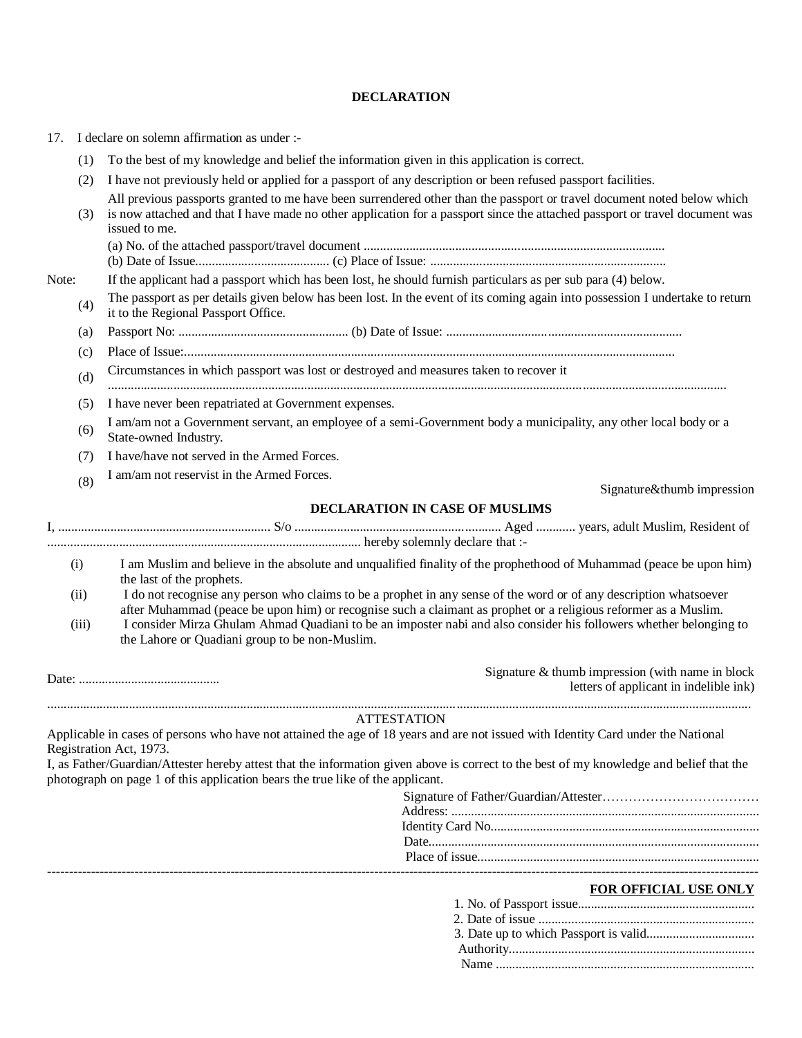## DECLARATION

17. I declare on solemn affirmation as under :-

(1) To the best of my knowledge and belief the information given in this application is correct.

(2) I have not previously held or applied for a passport of any description or been refused passport facilities.

(3) All previous passports granted to me have been surrendered other than the passport or travel document noted below which is now attached and that I have made no other application for a passport since the attached passport or travel document was issued to me.

(a) No. of the attached passport/travel document ...........................................................................................

(b) Date of Issue......................................... (c) Place of Issue: .......................................................................

Note: If the applicant had a passport which has been lost, he should furnish particulars as per sub para (4) below.

(4) The passport as per details given below has been lost. In the event of its coming again into possession I undertake to return it to the Regional Passport Office.

(a) Passport No: ................................................... (b) Date of Issue: ........................................................................

(c) Place of Issue:...................................................................................................................................................

(d) Circumstances in which passport was lost or destroyed and measures taken to recover it ..........................................................................................................................................................................

(5) I have never been repatriated at Government expenses.

(6) I am/am not a Government servant, an employee of a semi-Government body a municipality, any other local body or a State-owned Industry.

(7) I have/have not served in the Armed Forces.

(8) I am/am not reservist in the Armed Forces.

Signature&thumb impression

## DECLARATION IN CASE OF MUSLIMS

I, ................................................................ S/o ............................................................... Aged ............ years, adult Muslim, Resident of .............................................................................................. hereby solemnly declare that :-

(i) I am Muslim and believe in the absolute and unqualified finality of the prophethood of Muhammad (peace be upon him) the last of the prophets.

(ii) I do not recognise any person who claims to be a prophet in any sense of the word or of any description whatsoever after Muhammad (peace be upon him) or recognise such a claimant as prophet or a religious reformer as a Muslim.

(iii) I consider Mirza Ghulam Ahmad Quadiani to be an imposter nabi and also consider his followers whether belonging to the Lahore or Quadiani group to be non-Muslim.

Date: ...........................................

Signature & thumb impression (with name in block letters of applicant in indelible ink)

.............................................................................................................................................................................................

ATTESTATION

Applicable in cases of persons who have not attained the age of 18 years and are not issued with Identity Card under the National Registration Act, 1973.

I, as Father/Guardian/Attester hereby attest that the information given above is correct to the best of my knowledge and belief that the photograph on page 1 of this application bears the true like of the applicant.

Signature of Father/Guardian/Attester………………………………
Address: .............................................................................................
Identity Card No.................................................................................
Date....................................................................................................
Place of issue.......................................................................................

---

**FOR OFFICIAL USE ONLY**

1. No. of Passport issue.....................................................
2. Date of issue .................................................................
3. Date up to which Passport is valid.................................

Authority..........................................................................
Name ...............................................................................